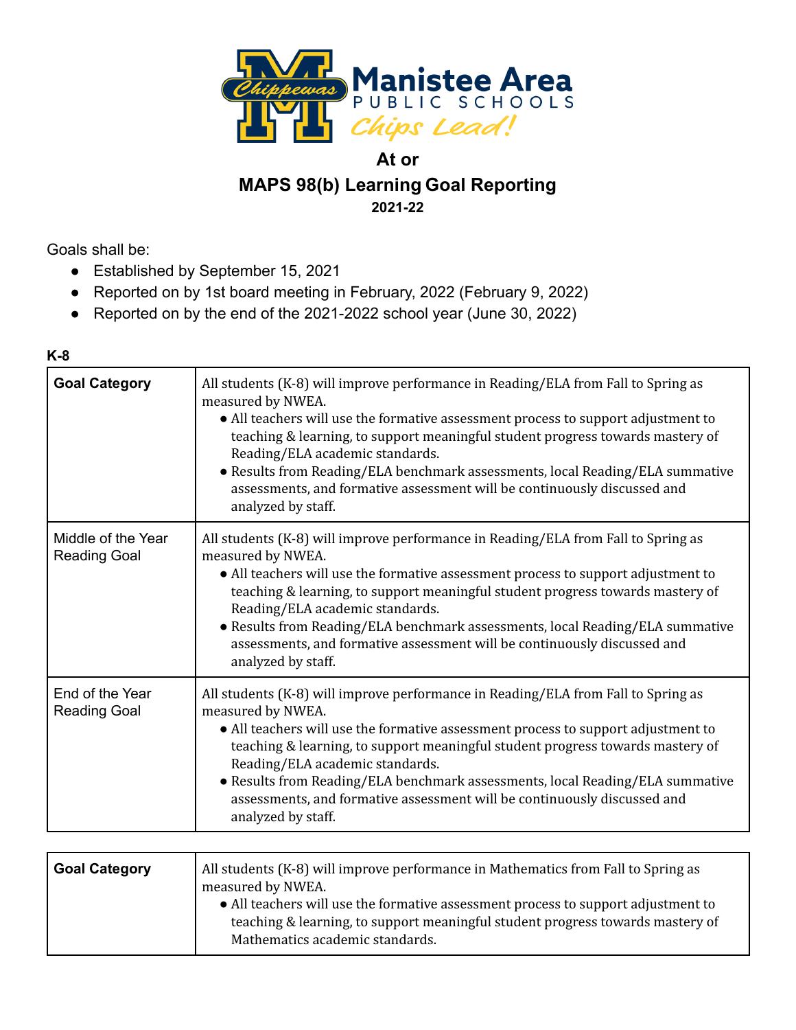# At or

# MAPS 98(b) Learning Goal Reporting

### 2021-22

Goals shall be:

- Established by September 15, 2021
- Reported on by 1st board meeting in February, 2022 (February 9, 2022)
- Reported on by the end of the 2021-2022 school year (June 30, 2022)

**K-8**

| **Goal Category** | All students (K-8) will improve performance in Reading/ELA from Fall to Spring as measured by NWEA.<br>• All teachers will use the formative assessment process to support adjustment to teaching & learning, to support meaningful student progress towards mastery of Reading/ELA academic standards.<br>• Results from Reading/ELA benchmark assessments, local Reading/ELA summative assessments, and formative assessment will be continuously discussed and analyzed by staff. |
|---|---|
| Middle of the Year Reading Goal | All students (K-8) will improve performance in Reading/ELA from Fall to Spring as measured by NWEA.<br>• All teachers will use the formative assessment process to support adjustment to teaching & learning, to support meaningful student progress towards mastery of Reading/ELA academic standards.<br>• Results from Reading/ELA benchmark assessments, local Reading/ELA summative assessments, and formative assessment will be continuously discussed and analyzed by staff. |
| End of the Year Reading Goal | All students (K-8) will improve performance in Reading/ELA from Fall to Spring as measured by NWEA.<br>• All teachers will use the formative assessment process to support adjustment to teaching & learning, to support meaningful student progress towards mastery of Reading/ELA academic standards.<br>• Results from Reading/ELA benchmark assessments, local Reading/ELA summative assessments, and formative assessment will be continuously discussed and analyzed by staff. |

| **Goal Category** | All students (K-8) will improve performance in Mathematics from Fall to Spring as measured by NWEA.<br>• All teachers will use the formative assessment process to support adjustment to teaching & learning, to support meaningful student progress towards mastery of Mathematics academic standards. |
|---|---|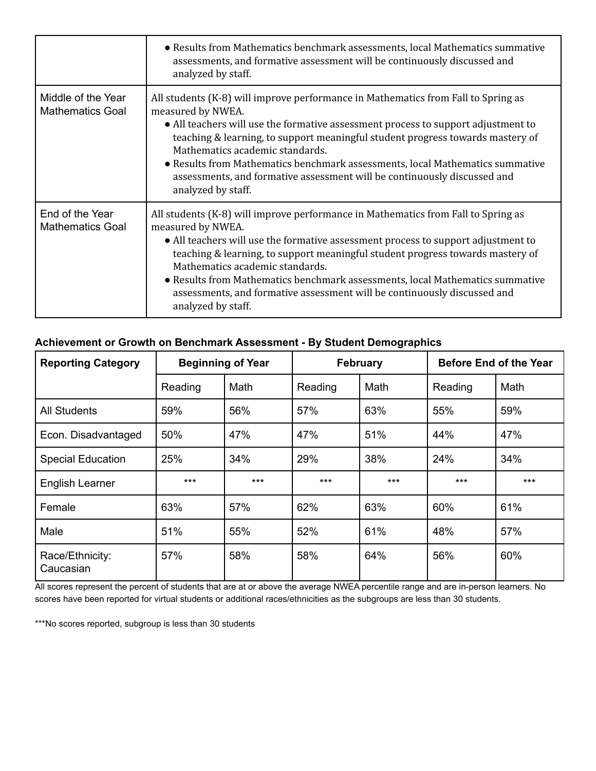| | |
|---|---|
| | • Results from Mathematics benchmark assessments, local Mathematics summative assessments, and formative assessment will be continuously discussed and analyzed by staff. |
| Middle of the Year Mathematics Goal | All students (K-8) will improve performance in Mathematics from Fall to Spring as measured by NWEA.<br>• All teachers will use the formative assessment process to support adjustment to teaching & learning, to support meaningful student progress towards mastery of Mathematics academic standards.<br>• Results from Mathematics benchmark assessments, local Mathematics summative assessments, and formative assessment will be continuously discussed and analyzed by staff. |
| End of the Year Mathematics Goal | All students (K-8) will improve performance in Mathematics from Fall to Spring as measured by NWEA.<br>• All teachers will use the formative assessment process to support adjustment to teaching & learning, to support meaningful student progress towards mastery of Mathematics academic standards.<br>• Results from Mathematics benchmark assessments, local Mathematics summative assessments, and formative assessment will be continuously discussed and analyzed by staff. |

**Achievement or Growth on Benchmark Assessment - By Student Demographics**

| Reporting Category | Beginning of Year | | February | | Before End of the Year | |
|---|---|---|---|---|---|---|
| | Reading | Math | Reading | Math | Reading | Math |
| All Students | 59% | 56% | 57% | 63% | 55% | 59% |
| Econ. Disadvantaged | 50% | 47% | 47% | 51% | 44% | 47% |
| Special Education | 25% | 34% | 29% | 38% | 24% | 34% |
| English Learner | *** | *** | *** | *** | *** | *** |
| Female | 63% | 57% | 62% | 63% | 60% | 61% |
| Male | 51% | 55% | 52% | 61% | 48% | 57% |
| Race/Ethnicity: Caucasian | 57% | 58% | 58% | 64% | 56% | 60% |

All scores represent the percent of students that are at or above the average NWEA percentile range and are in-person learners. No scores have been reported for virtual students or additional races/ethnicities as the subgroups are less than 30 students.

***No scores reported, subgroup is less than 30 students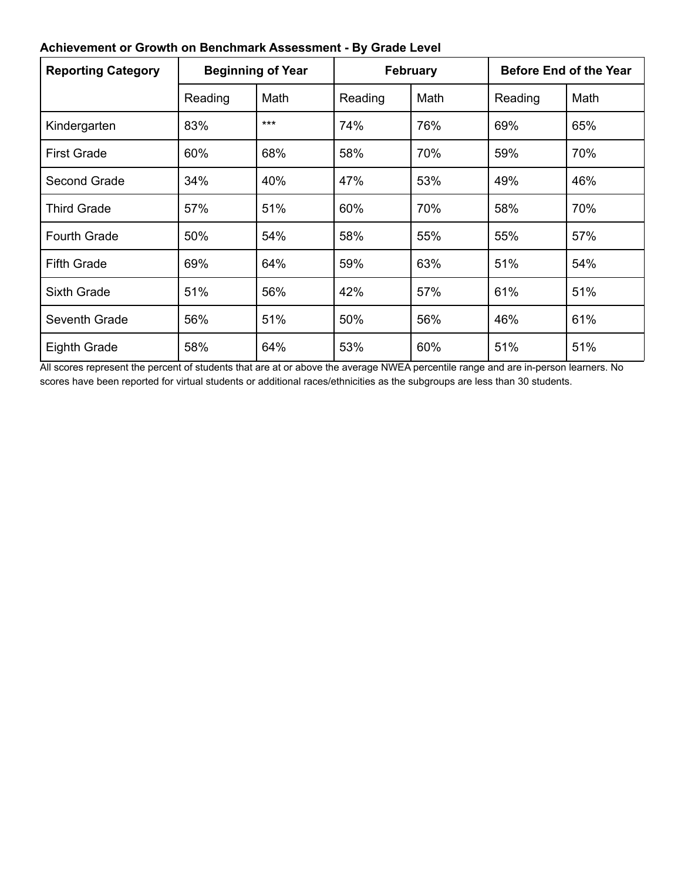**Achievement or Growth on Benchmark Assessment - By Grade Level**

| Reporting Category | Beginning of Year | | February | | Before End of the Year | |
|---|---|---|---|---|---|---|
| | Reading | Math | Reading | Math | Reading | Math |
| Kindergarten | 83% | *** | 74% | 76% | 69% | 65% |
| First Grade | 60% | 68% | 58% | 70% | 59% | 70% |
| Second Grade | 34% | 40% | 47% | 53% | 49% | 46% |
| Third Grade | 57% | 51% | 60% | 70% | 58% | 70% |
| Fourth Grade | 50% | 54% | 58% | 55% | 55% | 57% |
| Fifth Grade | 69% | 64% | 59% | 63% | 51% | 54% |
| Sixth Grade | 51% | 56% | 42% | 57% | 61% | 51% |
| Seventh Grade | 56% | 51% | 50% | 56% | 46% | 61% |
| Eighth Grade | 58% | 64% | 53% | 60% | 51% | 51% |

All scores represent the percent of students that are at or above the average NWEA percentile range and are in-person learners. No scores have been reported for virtual students or additional races/ethnicities as the subgroups are less than 30 students.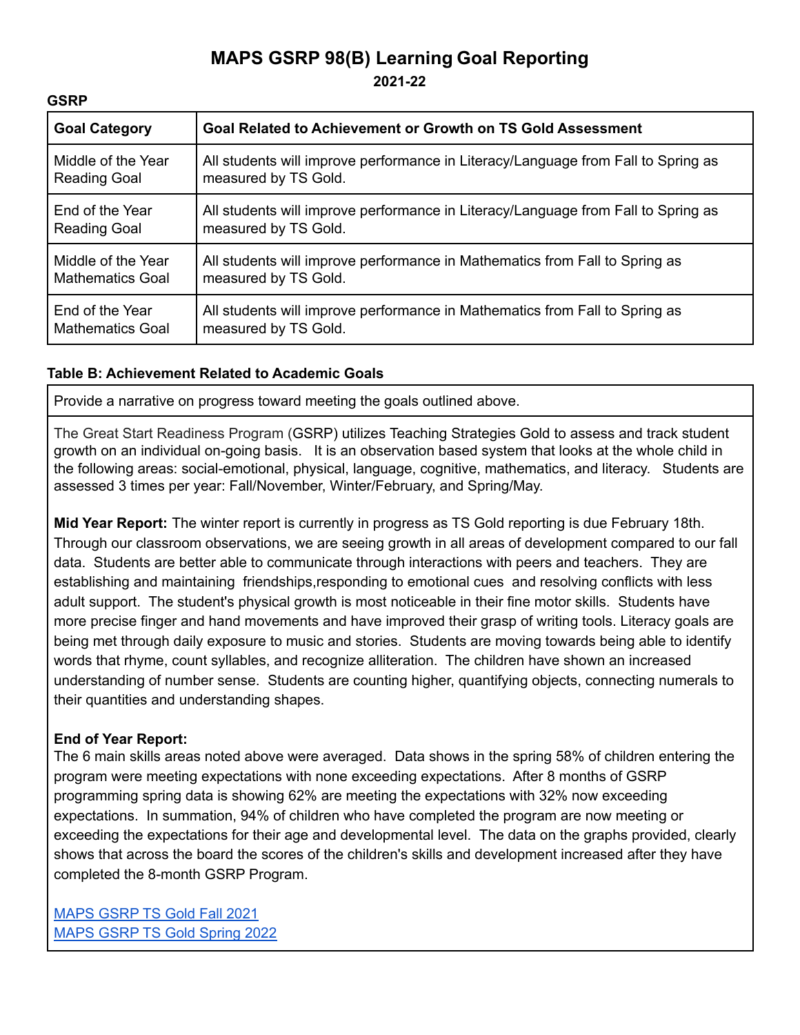# MAPS GSRP 98(B) Learning Goal Reporting

**2021-22**

**GSRP**

| Goal Category | Goal Related to Achievement or Growth on TS Gold Assessment |
|---|---|
| Middle of the Year Reading Goal | All students will improve performance in Literacy/Language from Fall to Spring as measured by TS Gold. |
| End of the Year Reading Goal | All students will improve performance in Literacy/Language from Fall to Spring as measured by TS Gold. |
| Middle of the Year Mathematics Goal | All students will improve performance in Mathematics from Fall to Spring as measured by TS Gold. |
| End of the Year Mathematics Goal | All students will improve performance in Mathematics from Fall to Spring as measured by TS Gold. |

**Table B: Achievement Related to Academic Goals**

Provide a narrative on progress toward meeting the goals outlined above.

The Great Start Readiness Program (GSRP) utilizes Teaching Strategies Gold to assess and track student growth on an individual on-going basis. It is an observation based system that looks at the whole child in the following areas: social-emotional, physical, language, cognitive, mathematics, and literacy. Students are assessed 3 times per year: Fall/November, Winter/February, and Spring/May.

**Mid Year Report:** The winter report is currently in progress as TS Gold reporting is due February 18th. Through our classroom observations, we are seeing growth in all areas of development compared to our fall data. Students are better able to communicate through interactions with peers and teachers. They are establishing and maintaining friendships,responding to emotional cues and resolving conflicts with less adult support. The student's physical growth is most noticeable in their fine motor skills. Students have more precise finger and hand movements and have improved their grasp of writing tools. Literacy goals are being met through daily exposure to music and stories. Students are moving towards being able to identify words that rhyme, count syllables, and recognize alliteration. The children have shown an increased understanding of number sense. Students are counting higher, quantifying objects, connecting numerals to their quantities and understanding shapes.

**End of Year Report:**
The 6 main skills areas noted above were averaged. Data shows in the spring 58% of children entering the program were meeting expectations with none exceeding expectations. After 8 months of GSRP programming spring data is showing 62% are meeting the expectations with 32% now exceeding expectations. In summation, 94% of children who have completed the program are now meeting or exceeding the expectations for their age and developmental level. The data on the graphs provided, clearly shows that across the board the scores of the children's skills and development increased after they have completed the 8-month GSRP Program.

MAPS GSRP TS Gold Fall 2021
MAPS GSRP TS Gold Spring 2022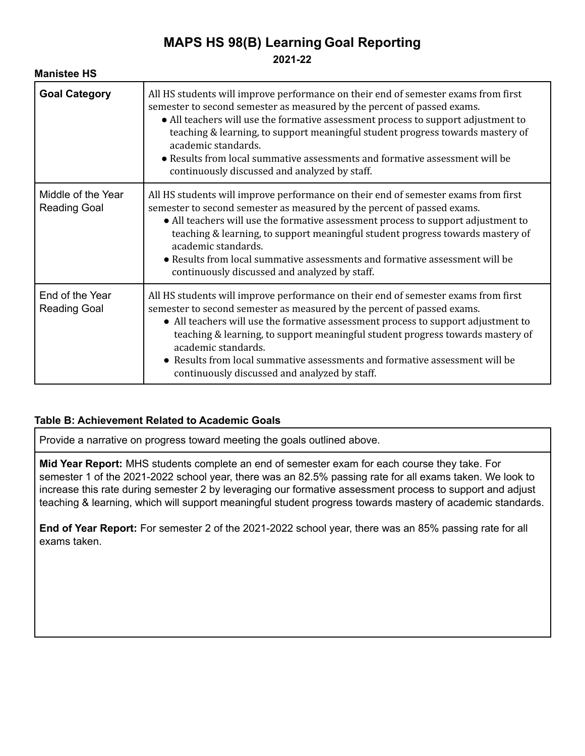# MAPS HS 98(B) Learning Goal Reporting

**2021-22**

**Manistee HS**

| | |
|---|---|
| **Goal Category** | All HS students will improve performance on their end of semester exams from first semester to second semester as measured by the percent of passed exams.<br>• All teachers will use the formative assessment process to support adjustment to teaching & learning, to support meaningful student progress towards mastery of academic standards.<br>• Results from local summative assessments and formative assessment will be continuously discussed and analyzed by staff. |
| Middle of the Year Reading Goal | All HS students will improve performance on their end of semester exams from first semester to second semester as measured by the percent of passed exams.<br>• All teachers will use the formative assessment process to support adjustment to teaching & learning, to support meaningful student progress towards mastery of academic standards.<br>• Results from local summative assessments and formative assessment will be continuously discussed and analyzed by staff. |
| End of the Year Reading Goal | All HS students will improve performance on their end of semester exams from first semester to second semester as measured by the percent of passed exams.<br>• All teachers will use the formative assessment process to support adjustment to teaching & learning, to support meaningful student progress towards mastery of academic standards.<br>• Results from local summative assessments and formative assessment will be continuously discussed and analyzed by staff. |

**Table B: Achievement Related to Academic Goals**

| |
|---|
| Provide a narrative on progress toward meeting the goals outlined above. |
| **Mid Year Report:** MHS students complete an end of semester exam for each course they take. For semester 1 of the 2021-2022 school year, there was an 82.5% passing rate for all exams taken. We look to increase this rate during semester 2 by leveraging our formative assessment process to support and adjust teaching & learning, which will support meaningful student progress towards mastery of academic standards.<br><br>**End of Year Report:** For semester 2 of the 2021-2022 school year, there was an 85% passing rate for all exams taken. |